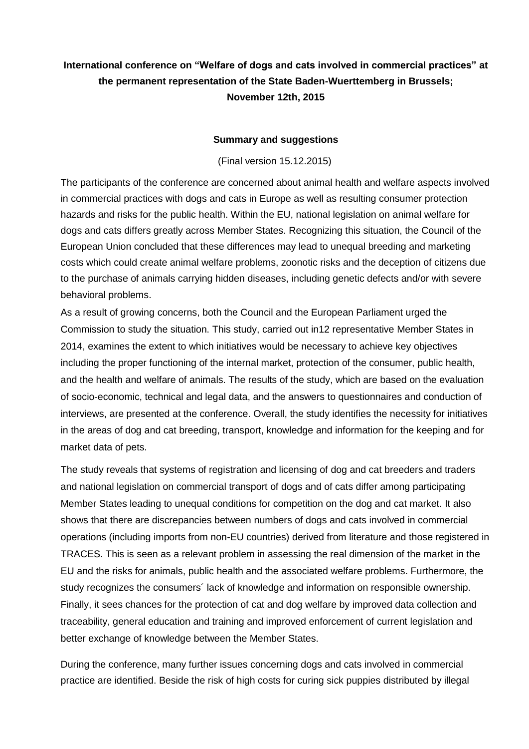**International conference on "Welfare of dogs and cats involved in commercial practices" at the permanent representation of the State Baden-Wuerttemberg in Brussels; November 12th, 2015**

**Summary and suggestions**

(Final version 15.12.2015)

The participants of the conference are concerned about animal health and welfare aspects involved in commercial practices with dogs and cats in Europe as well as resulting consumer protection hazards and risks for the public health. Within the EU, national legislation on animal welfare for dogs and cats differs greatly across Member States. Recognizing this situation, the Council of the European Union concluded that these differences may lead to unequal breeding and marketing costs which could create animal welfare problems, zoonotic risks and the deception of citizens due to the purchase of animals carrying hidden diseases, including genetic defects and/or with severe behavioral problems.

As a result of growing concerns, both the Council and the European Parliament urged the Commission to study the situation. This study, carried out in12 representative Member States in 2014, examines the extent to which initiatives would be necessary to achieve key objectives including the proper functioning of the internal market, protection of the consumer, public health, and the health and welfare of animals. The results of the study, which are based on the evaluation of socio-economic, technical and legal data, and the answers to questionnaires and conduction of interviews, are presented at the conference. Overall, the study identifies the necessity for initiatives in the areas of dog and cat breeding, transport, knowledge and information for the keeping and for market data of pets.

The study reveals that systems of registration and licensing of dog and cat breeders and traders and national legislation on commercial transport of dogs and of cats differ among participating Member States leading to unequal conditions for competition on the dog and cat market. It also shows that there are discrepancies between numbers of dogs and cats involved in commercial operations (including imports from non-EU countries) derived from literature and those registered in TRACES. This is seen as a relevant problem in assessing the real dimension of the market in the EU and the risks for animals, public health and the associated welfare problems. Furthermore, the study recognizes the consumers´ lack of knowledge and information on responsible ownership. Finally, it sees chances for the protection of cat and dog welfare by improved data collection and traceability, general education and training and improved enforcement of current legislation and better exchange of knowledge between the Member States.

During the conference, many further issues concerning dogs and cats involved in commercial practice are identified. Beside the risk of high costs for curing sick puppies distributed by illegal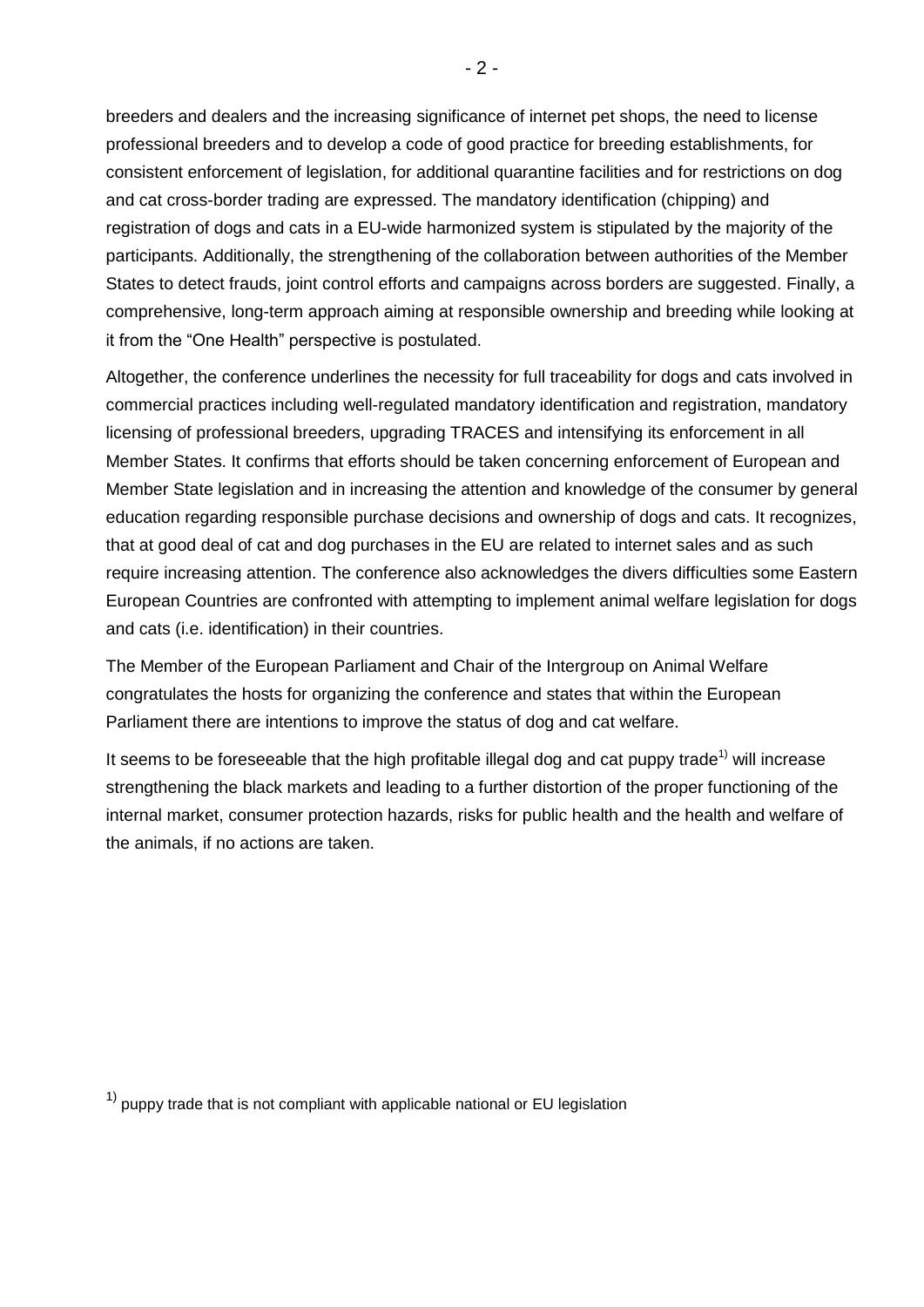breeders and dealers and the increasing significance of internet pet shops, the need to license professional breeders and to develop a code of good practice for breeding establishments, for consistent enforcement of legislation, for additional quarantine facilities and for restrictions on dog and cat cross-border trading are expressed. The mandatory identification (chipping) and registration of dogs and cats in a EU-wide harmonized system is stipulated by the majority of the participants. Additionally, the strengthening of the collaboration between authorities of the Member States to detect frauds, joint control efforts and campaigns across borders are suggested. Finally, a comprehensive, long-term approach aiming at responsible ownership and breeding while looking at it from the "One Health" perspective is postulated.

Altogether, the conference underlines the necessity for full traceability for dogs and cats involved in commercial practices including well-regulated mandatory identification and registration, mandatory licensing of professional breeders, upgrading TRACES and intensifying its enforcement in all Member States. It confirms that efforts should be taken concerning enforcement of European and Member State legislation and in increasing the attention and knowledge of the consumer by general education regarding responsible purchase decisions and ownership of dogs and cats. It recognizes, that at good deal of cat and dog purchases in the EU are related to internet sales and as such require increasing attention. The conference also acknowledges the divers difficulties some Eastern European Countries are confronted with attempting to implement animal welfare legislation for dogs and cats (i.e. identification) in their countries.

The Member of the European Parliament and Chair of the Intergroup on Animal Welfare congratulates the hosts for organizing the conference and states that within the European Parliament there are intentions to improve the status of dog and cat welfare.

It seems to be foreseeable that the high profitable illegal dog and cat puppy trade[1)] will increase strengthening the black markets and leading to a further distortion of the proper functioning of the internal market, consumer protection hazards, risks for public health and the health and welfare of the animals, if no actions are taken.

[1)] puppy trade that is not compliant with applicable national or EU legislation